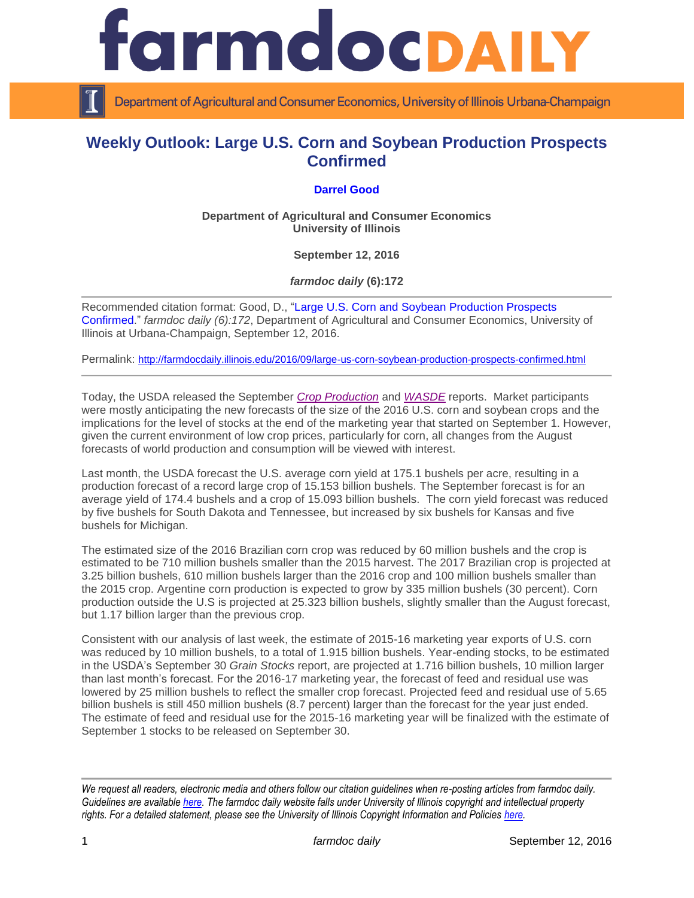# Weekly Outlook: Large U.S. Corn and Soybean Production Prospects Confirmed

**Darrel Good**

**Department of Agricultural and Consumer Economics**
**University of Illinois**

**September 12, 2016**

***farmdoc daily* (6):172**

---

Recommended citation format: Good, D., "Large U.S. Corn and Soybean Production Prospects Confirmed." *farmdoc daily (6):172*, Department of Agricultural and Consumer Economics, University of Illinois at Urbana-Champaign, September 12, 2016.

Permalink: http://farmdocdaily.illinois.edu/2016/09/large-us-corn-soybean-production-prospects-confirmed.html

---

Today, the USDA released the September *Crop Production* and *WASDE* reports. Market participants were mostly anticipating the new forecasts of the size of the 2016 U.S. corn and soybean crops and the implications for the level of stocks at the end of the marketing year that started on September 1. However, given the current environment of low crop prices, particularly for corn, all changes from the August forecasts of world production and consumption will be viewed with interest.

Last month, the USDA forecast the U.S. average corn yield at 175.1 bushels per acre, resulting in a production forecast of a record large crop of 15.153 billion bushels. The September forecast is for an average yield of 174.4 bushels and a crop of 15.093 billion bushels. The corn yield forecast was reduced by five bushels for South Dakota and Tennessee, but increased by six bushels for Kansas and five bushels for Michigan.

The estimated size of the 2016 Brazilian corn crop was reduced by 60 million bushels and the crop is estimated to be 710 million bushels smaller than the 2015 harvest. The 2017 Brazilian crop is projected at 3.25 billion bushels, 610 million bushels larger than the 2016 crop and 100 million bushels smaller than the 2015 crop. Argentine corn production is expected to grow by 335 million bushels (30 percent). Corn production outside the U.S is projected at 25.323 billion bushels, slightly smaller than the August forecast, but 1.17 billion larger than the previous crop.

Consistent with our analysis of last week, the estimate of 2015-16 marketing year exports of U.S. corn was reduced by 10 million bushels, to a total of 1.915 billion bushels. Year-ending stocks, to be estimated in the USDA's September 30 *Grain Stocks* report, are projected at 1.716 billion bushels, 10 million larger than last month's forecast. For the 2016-17 marketing year, the forecast of feed and residual use was lowered by 25 million bushels to reflect the smaller crop forecast. Projected feed and residual use of 5.65 billion bushels is still 450 million bushels (8.7 percent) larger than the forecast for the year just ended. The estimate of feed and residual use for the 2015-16 marketing year will be finalized with the estimate of September 1 stocks to be released on September 30.

---

*We request all readers, electronic media and others follow our citation guidelines when re-posting articles from farmdoc daily. Guidelines are available here. The farmdoc daily website falls under University of Illinois copyright and intellectual property rights. For a detailed statement, please see the University of Illinois Copyright Information and Policies here.*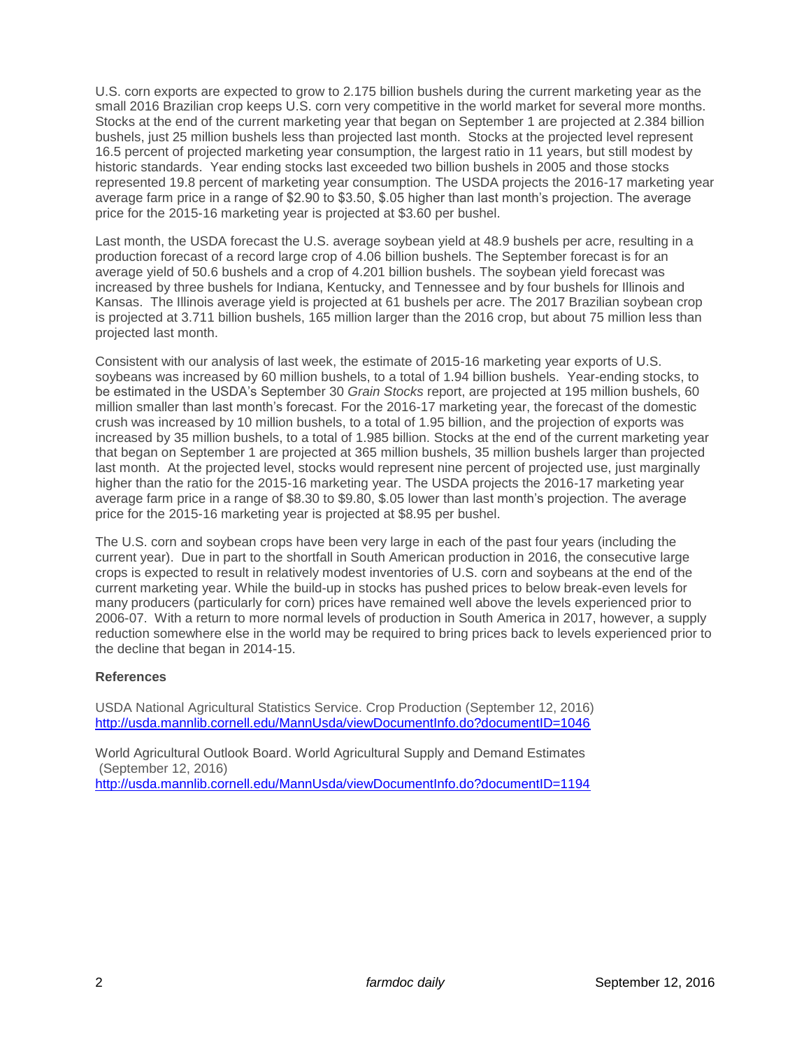U.S. corn exports are expected to grow to 2.175 billion bushels during the current marketing year as the small 2016 Brazilian crop keeps U.S. corn very competitive in the world market for several more months. Stocks at the end of the current marketing year that began on September 1 are projected at 2.384 billion bushels, just 25 million bushels less than projected last month. Stocks at the projected level represent 16.5 percent of projected marketing year consumption, the largest ratio in 11 years, but still modest by historic standards. Year ending stocks last exceeded two billion bushels in 2005 and those stocks represented 19.8 percent of marketing year consumption. The USDA projects the 2016-17 marketing year average farm price in a range of $2.90 to $3.50, $.05 higher than last month's projection. The average price for the 2015-16 marketing year is projected at $3.60 per bushel.

Last month, the USDA forecast the U.S. average soybean yield at 48.9 bushels per acre, resulting in a production forecast of a record large crop of 4.06 billion bushels. The September forecast is for an average yield of 50.6 bushels and a crop of 4.201 billion bushels. The soybean yield forecast was increased by three bushels for Indiana, Kentucky, and Tennessee and by four bushels for Illinois and Kansas. The Illinois average yield is projected at 61 bushels per acre. The 2017 Brazilian soybean crop is projected at 3.711 billion bushels, 165 million larger than the 2016 crop, but about 75 million less than projected last month.

Consistent with our analysis of last week, the estimate of 2015-16 marketing year exports of U.S. soybeans was increased by 60 million bushels, to a total of 1.94 billion bushels. Year-ending stocks, to be estimated in the USDA's September 30 *Grain Stocks* report, are projected at 195 million bushels, 60 million smaller than last month's forecast. For the 2016-17 marketing year, the forecast of the domestic crush was increased by 10 million bushels, to a total of 1.95 billion, and the projection of exports was increased by 35 million bushels, to a total of 1.985 billion. Stocks at the end of the current marketing year that began on September 1 are projected at 365 million bushels, 35 million bushels larger than projected last month. At the projected level, stocks would represent nine percent of projected use, just marginally higher than the ratio for the 2015-16 marketing year. The USDA projects the 2016-17 marketing year average farm price in a range of $8.30 to $9.80, $.05 lower than last month's projection. The average price for the 2015-16 marketing year is projected at $8.95 per bushel.

The U.S. corn and soybean crops have been very large in each of the past four years (including the current year). Due in part to the shortfall in South American production in 2016, the consecutive large crops is expected to result in relatively modest inventories of U.S. corn and soybeans at the end of the current marketing year. While the build-up in stocks has pushed prices to below break-even levels for many producers (particularly for corn) prices have remained well above the levels experienced prior to 2006-07. With a return to more normal levels of production in South America in 2017, however, a supply reduction somewhere else in the world may be required to bring prices back to levels experienced prior to the decline that began in 2014-15.

**References**

USDA National Agricultural Statistics Service. Crop Production (September 12, 2016)
http://usda.mannlib.cornell.edu/MannUsda/viewDocumentInfo.do?documentID=1046

World Agricultural Outlook Board. World Agricultural Supply and Demand Estimates (September 12, 2016)
http://usda.mannlib.cornell.edu/MannUsda/viewDocumentInfo.do?documentID=1194